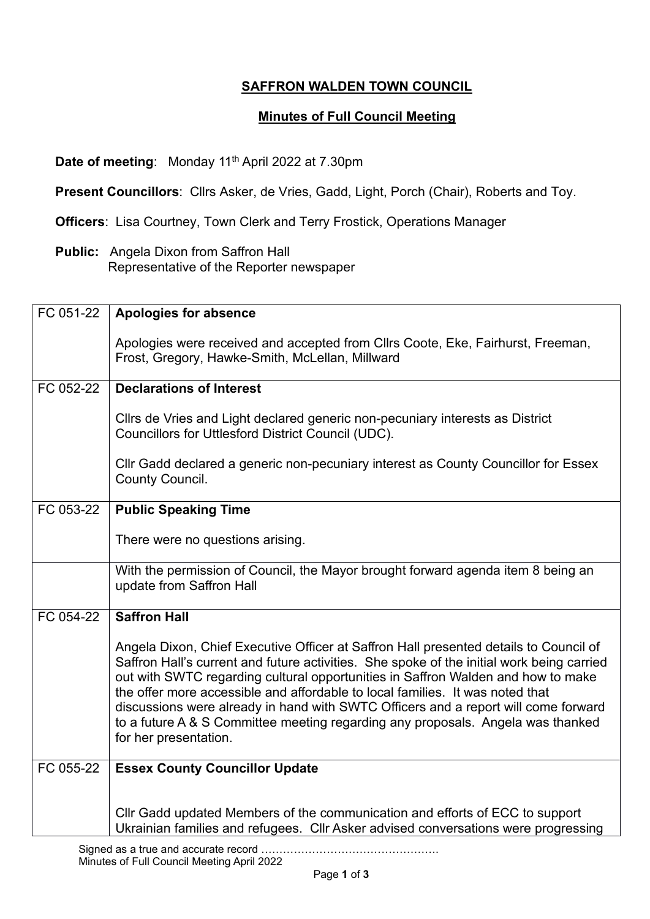## SAFFRON WALDEN TOWN COUNCIL

## Minutes of Full Council Meeting

**Date of meeting**: Monday 11th April 2022 at 7.30pm

**Present Councillors**: Cllrs Asker, de Vries, Gadd, Light, Porch (Chair), Roberts and Toy.

**Officers**: Lisa Courtney, Town Clerk and Terry Frostick, Operations Manager

**Public:** Angela Dixon from Saffron Hall
Representative of the Reporter newspaper

| | |
|---|---|
| FC 051-22 | **Apologies for absence**<br><br>Apologies were received and accepted from Cllrs Coote, Eke, Fairhurst, Freeman, Frost, Gregory, Hawke-Smith, McLellan, Millward |
| FC 052-22 | **Declarations of Interest**<br><br>Cllrs de Vries and Light declared generic non-pecuniary interests as District Councillors for Uttlesford District Council (UDC).<br><br>Cllr Gadd declared a generic non-pecuniary interest as County Councillor for Essex County Council. |
| FC 053-22 | **Public Speaking Time**<br><br>There were no questions arising. |
| | With the permission of Council, the Mayor brought forward agenda item 8 being an update from Saffron Hall |
| FC 054-22 | **Saffron Hall**<br><br>Angela Dixon, Chief Executive Officer at Saffron Hall presented details to Council of Saffron Hall's current and future activities. She spoke of the initial work being carried out with SWTC regarding cultural opportunities in Saffron Walden and how to make the offer more accessible and affordable to local families. It was noted that discussions were already in hand with SWTC Officers and a report will come forward to a future A & S Committee meeting regarding any proposals. Angela was thanked for her presentation. |
| FC 055-22 | **Essex County Councillor Update**<br><br>Cllr Gadd updated Members of the communication and efforts of ECC to support Ukrainian families and refugees. Cllr Asker advised conversations were progressing |

Signed as a true and accurate record ………………………………………….
Minutes of Full Council Meeting April 2022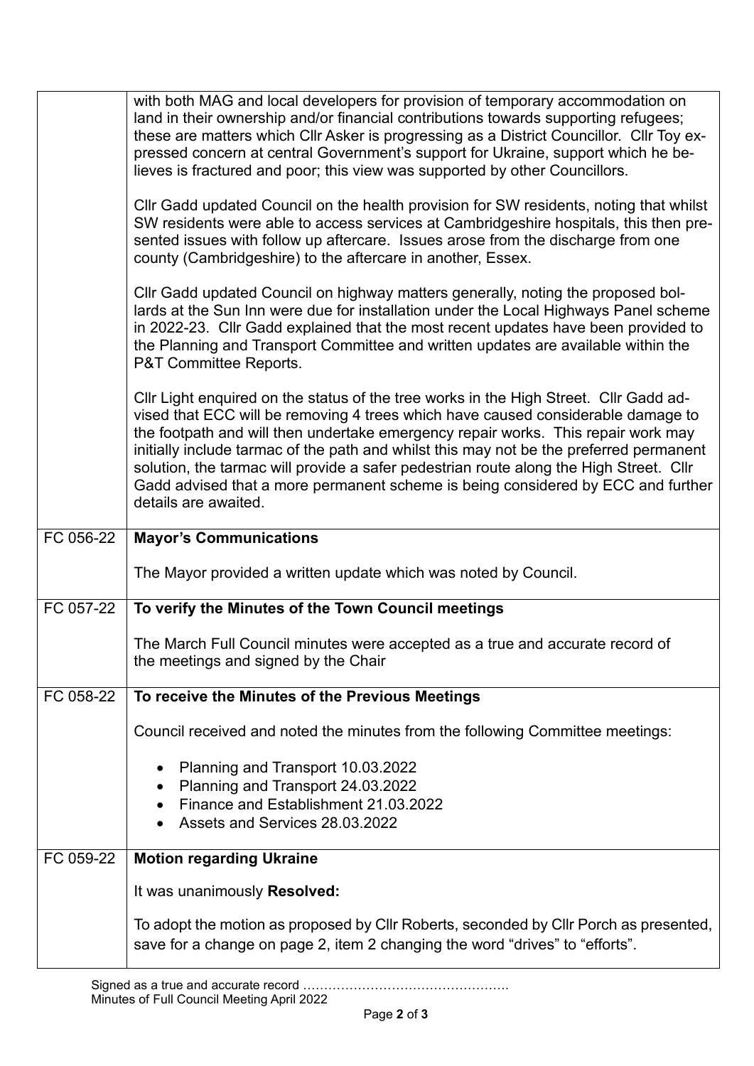| | |
|---|---|
| | with both MAG and local developers for provision of temporary accommodation on land in their ownership and/or financial contributions towards supporting refugees; these are matters which Cllr Asker is progressing as a District Councillor. Cllr Toy expressed concern at central Government's support for Ukraine, support which he believes is fractured and poor; this view was supported by other Councillors.<br><br>Cllr Gadd updated Council on the health provision for SW residents, noting that whilst SW residents were able to access services at Cambridgeshire hospitals, this then presented issues with follow up aftercare. Issues arose from the discharge from one county (Cambridgeshire) to the aftercare in another, Essex.<br><br>Cllr Gadd updated Council on highway matters generally, noting the proposed bollards at the Sun Inn were due for installation under the Local Highways Panel scheme in 2022-23. Cllr Gadd explained that the most recent updates have been provided to the Planning and Transport Committee and written updates are available within the P&T Committee Reports.<br><br>Cllr Light enquired on the status of the tree works in the High Street. Cllr Gadd advised that ECC will be removing 4 trees which have caused considerable damage to the footpath and will then undertake emergency repair works. This repair work may initially include tarmac of the path and whilst this may not be the preferred permanent solution, the tarmac will provide a safer pedestrian route along the High Street. Cllr Gadd advised that a more permanent scheme is being considered by ECC and further details are awaited. |
| FC 056-22 | **Mayor's Communications**<br><br>The Mayor provided a written update which was noted by Council. |
| FC 057-22 | **To verify the Minutes of the Town Council meetings**<br><br>The March Full Council minutes were accepted as a true and accurate record of the meetings and signed by the Chair |
| FC 058-22 | **To receive the Minutes of the Previous Meetings**<br><br>Council received and noted the minutes from the following Committee meetings:<br><br>• Planning and Transport 10.03.2022<br>• Planning and Transport 24.03.2022<br>• Finance and Establishment 21.03.2022<br>• Assets and Services 28.03.2022 |
| FC 059-22 | **Motion regarding Ukraine**<br><br>It was unanimously **Resolved:**<br><br>To adopt the motion as proposed by Cllr Roberts, seconded by Cllr Porch as presented, save for a change on page 2, item 2 changing the word "drives" to "efforts". |

Signed as a true and accurate record ………………………………………….
Minutes of Full Council Meeting April 2022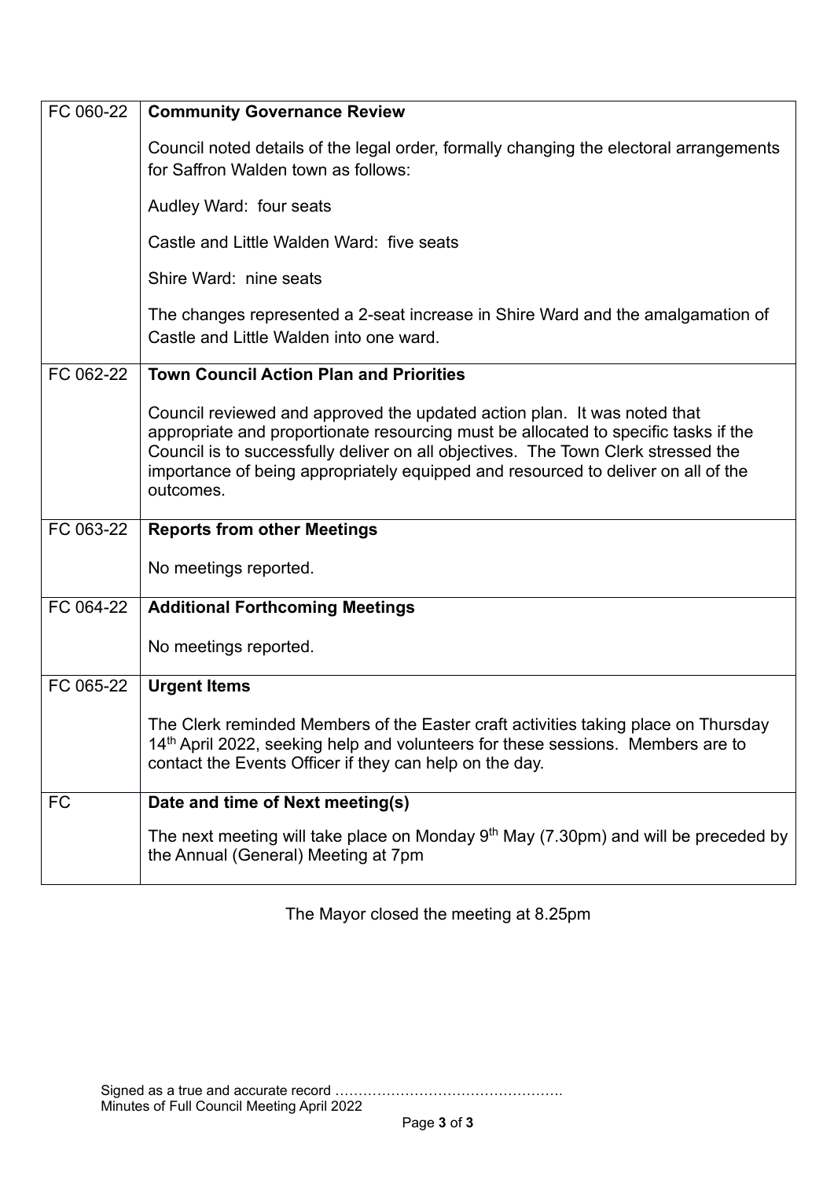| | |
|---|---|
| FC 060-22 | **Community Governance Review**<br><br>Council noted details of the legal order, formally changing the electoral arrangements for Saffron Walden town as follows:<br><br>Audley Ward: four seats<br><br>Castle and Little Walden Ward: five seats<br><br>Shire Ward: nine seats<br><br>The changes represented a 2-seat increase in Shire Ward and the amalgamation of Castle and Little Walden into one ward. |
| FC 062-22 | **Town Council Action Plan and Priorities**<br><br>Council reviewed and approved the updated action plan. It was noted that appropriate and proportionate resourcing must be allocated to specific tasks if the Council is to successfully deliver on all objectives. The Town Clerk stressed the importance of being appropriately equipped and resourced to deliver on all of the outcomes. |
| FC 063-22 | **Reports from other Meetings**<br><br>No meetings reported. |
| FC 064-22 | **Additional Forthcoming Meetings**<br><br>No meetings reported. |
| FC 065-22 | **Urgent Items**<br><br>The Clerk reminded Members of the Easter craft activities taking place on Thursday 14th April 2022, seeking help and volunteers for these sessions. Members are to contact the Events Officer if they can help on the day. |
| FC | **Date and time of Next meeting(s)**<br><br>The next meeting will take place on Monday 9th May (7.30pm) and will be preceded by the Annual (General) Meeting at 7pm |

The Mayor closed the meeting at 8.25pm

Signed as a true and accurate record ………………………………………….
Minutes of Full Council Meeting April 2022